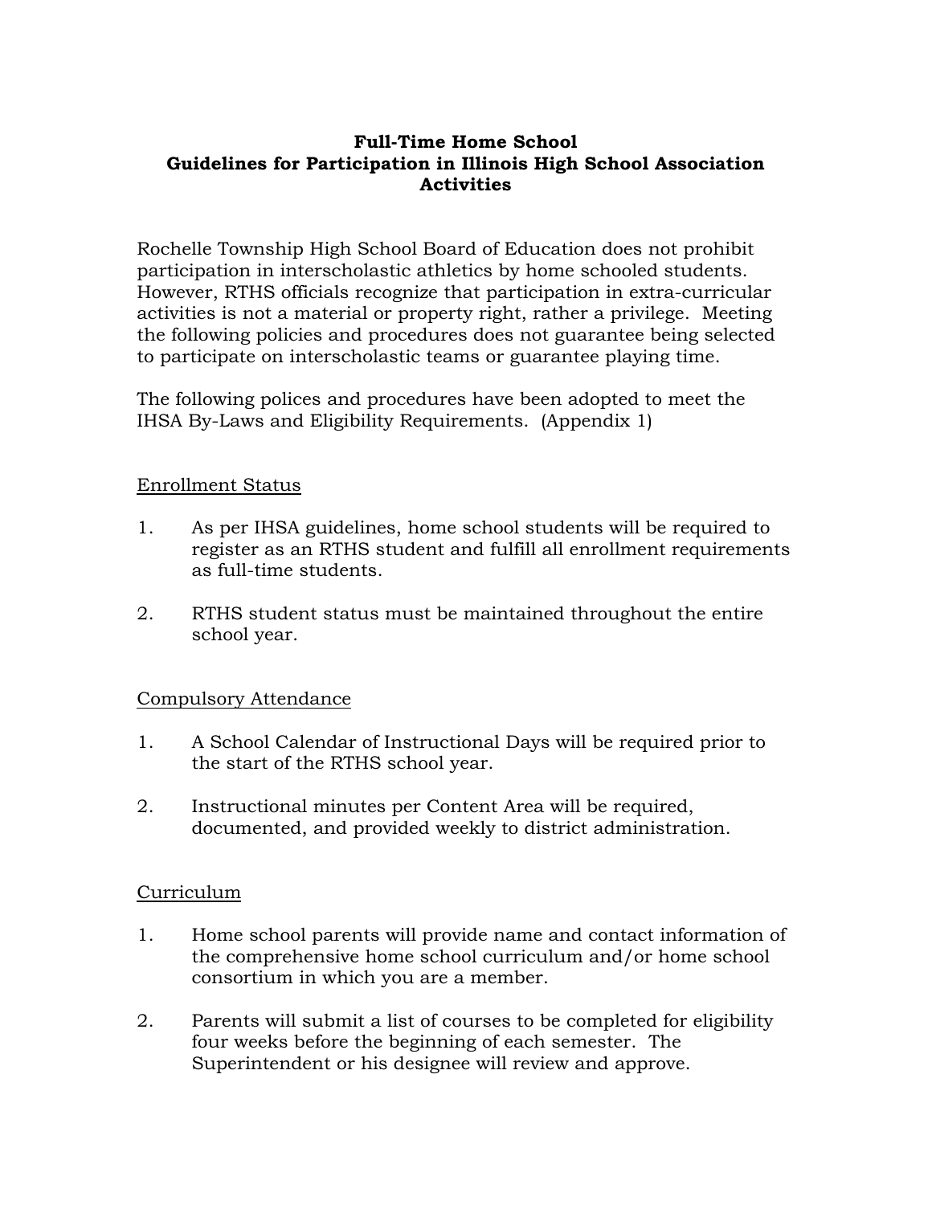# Full-Time Home School
## Guidelines for Participation in Illinois High School Association Activities

Rochelle Township High School Board of Education does not prohibit participation in interscholastic athletics by home schooled students. However, RTHS officials recognize that participation in extra-curricular activities is not a material or property right, rather a privilege. Meeting the following policies and procedures does not guarantee being selected to participate on interscholastic teams or guarantee playing time.

The following polices and procedures have been adopted to meet the IHSA By-Laws and Eligibility Requirements. (Appendix 1)

<u>Enrollment Status</u>

1. As per IHSA guidelines, home school students will be required to register as an RTHS student and fulfill all enrollment requirements as full-time students.

2. RTHS student status must be maintained throughout the entire school year.

<u>Compulsory Attendance</u>

1. A School Calendar of Instructional Days will be required prior to the start of the RTHS school year.

2. Instructional minutes per Content Area will be required, documented, and provided weekly to district administration.

<u>Curriculum</u>

1. Home school parents will provide name and contact information of the comprehensive home school curriculum and/or home school consortium in which you are a member.

2. Parents will submit a list of courses to be completed for eligibility four weeks before the beginning of each semester. The Superintendent or his designee will review and approve.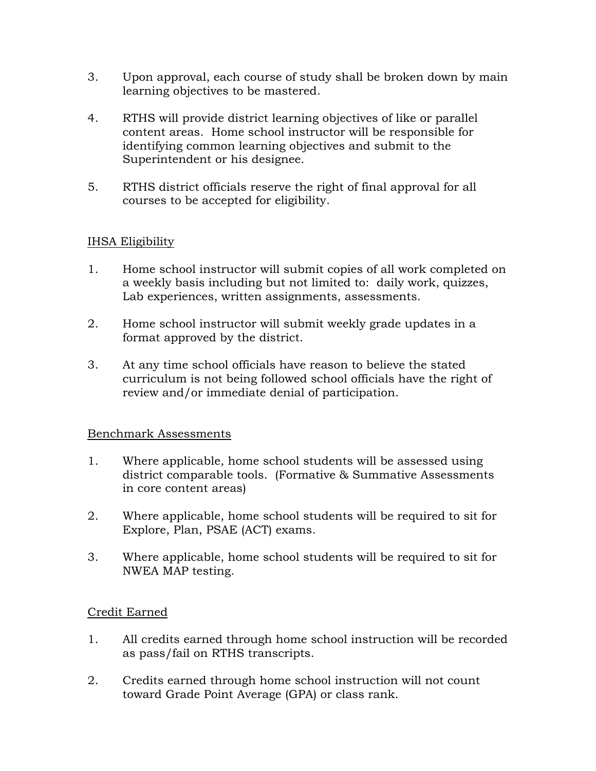3. Upon approval, each course of study shall be broken down by main learning objectives to be mastered.

4. RTHS will provide district learning objectives of like or parallel content areas. Home school instructor will be responsible for identifying common learning objectives and submit to the Superintendent or his designee.

5. RTHS district officials reserve the right of final approval for all courses to be accepted for eligibility.

<u>IHSA Eligibility</u>

1. Home school instructor will submit copies of all work completed on a weekly basis including but not limited to: daily work, quizzes, Lab experiences, written assignments, assessments.

2. Home school instructor will submit weekly grade updates in a format approved by the district.

3. At any time school officials have reason to believe the stated curriculum is not being followed school officials have the right of review and/or immediate denial of participation.

<u>Benchmark Assessments</u>

1. Where applicable, home school students will be assessed using district comparable tools. (Formative & Summative Assessments in core content areas)

2. Where applicable, home school students will be required to sit for Explore, Plan, PSAE (ACT) exams.

3. Where applicable, home school students will be required to sit for NWEA MAP testing.

<u>Credit Earned</u>

1. All credits earned through home school instruction will be recorded as pass/fail on RTHS transcripts.

2. Credits earned through home school instruction will not count toward Grade Point Average (GPA) or class rank.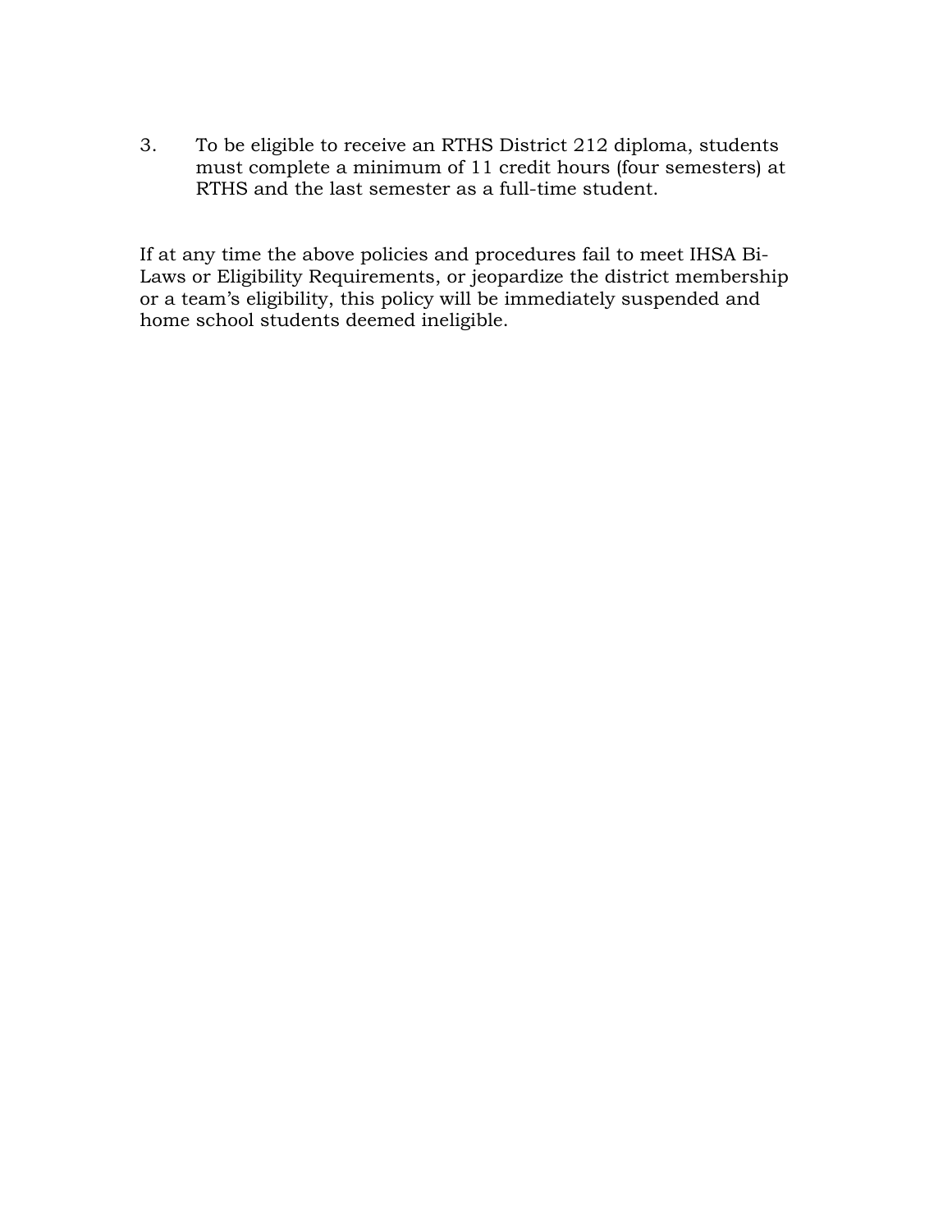3. To be eligible to receive an RTHS District 212 diploma, students must complete a minimum of 11 credit hours (four semesters) at RTHS and the last semester as a full-time student.

If at any time the above policies and procedures fail to meet IHSA Bi-Laws or Eligibility Requirements, or jeopardize the district membership or a team's eligibility, this policy will be immediately suspended and home school students deemed ineligible.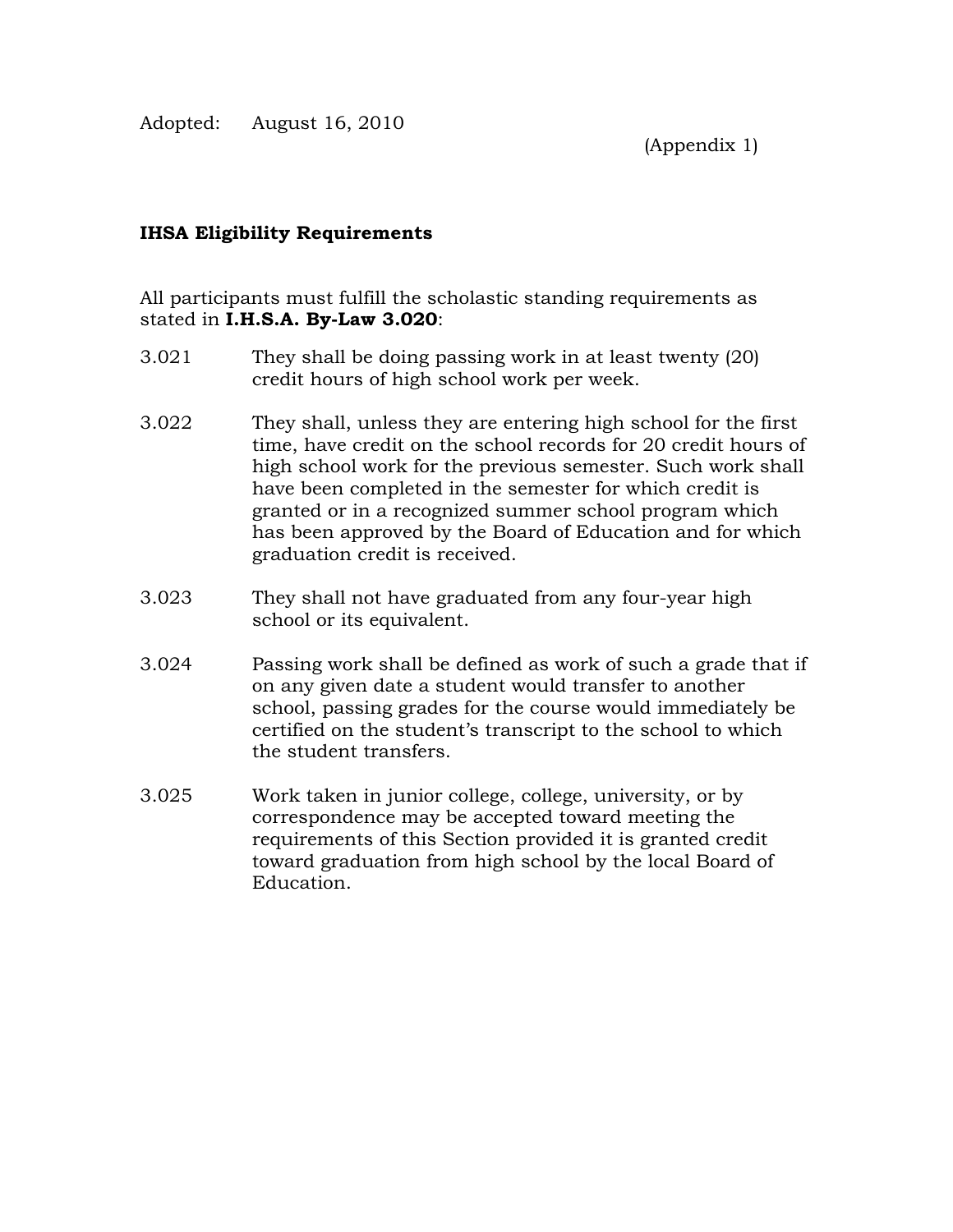Adopted: August 16, 2010

(Appendix 1)

**IHSA Eligibility Requirements**

All participants must fulfill the scholastic standing requirements as stated in **I.H.S.A. By-Law 3.020**:

3.021 They shall be doing passing work in at least twenty (20) credit hours of high school work per week.

3.022 They shall, unless they are entering high school for the first time, have credit on the school records for 20 credit hours of high school work for the previous semester. Such work shall have been completed in the semester for which credit is granted or in a recognized summer school program which has been approved by the Board of Education and for which graduation credit is received.

3.023 They shall not have graduated from any four-year high school or its equivalent.

3.024 Passing work shall be defined as work of such a grade that if on any given date a student would transfer to another school, passing grades for the course would immediately be certified on the student's transcript to the school to which the student transfers.

3.025 Work taken in junior college, college, university, or by correspondence may be accepted toward meeting the requirements of this Section provided it is granted credit toward graduation from high school by the local Board of Education.